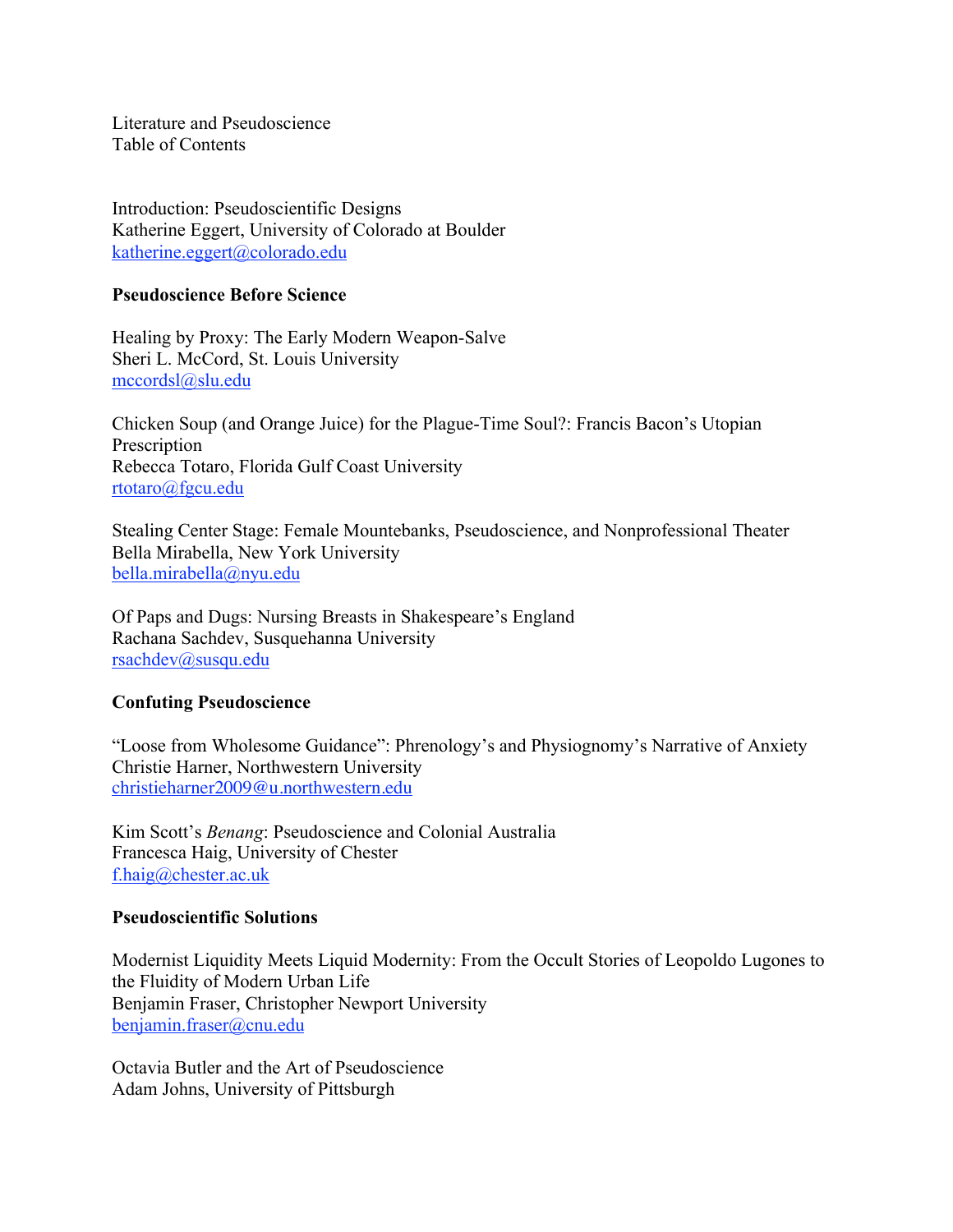Literature and Pseudoscience
Table of Contents

Introduction: Pseudoscientific Designs
Katherine Eggert, University of Colorado at Boulder
katherine.eggert@colorado.edu

**Pseudoscience Before Science**

Healing by Proxy: The Early Modern Weapon-Salve
Sheri L. McCord, St. Louis University
mccordsl@slu.edu

Chicken Soup (and Orange Juice) for the Plague-Time Soul?: Francis Bacon's Utopian Prescription
Rebecca Totaro, Florida Gulf Coast University
rtotaro@fgcu.edu

Stealing Center Stage: Female Mountebanks, Pseudoscience, and Nonprofessional Theater
Bella Mirabella, New York University
bella.mirabella@nyu.edu

Of Paps and Dugs: Nursing Breasts in Shakespeare's England
Rachana Sachdev, Susquehanna University
rsachdev@susqu.edu

**Confuting Pseudoscience**

"Loose from Wholesome Guidance": Phrenology's and Physiognomy's Narrative of Anxiety
Christie Harner, Northwestern University
christieharner2009@u.northwestern.edu

Kim Scott's *Benang*: Pseudoscience and Colonial Australia
Francesca Haig, University of Chester
f.haig@chester.ac.uk

**Pseudoscientific Solutions**

Modernist Liquidity Meets Liquid Modernity: From the Occult Stories of Leopoldo Lugones to the Fluidity of Modern Urban Life
Benjamin Fraser, Christopher Newport University
benjamin.fraser@cnu.edu

Octavia Butler and the Art of Pseudoscience
Adam Johns, University of Pittsburgh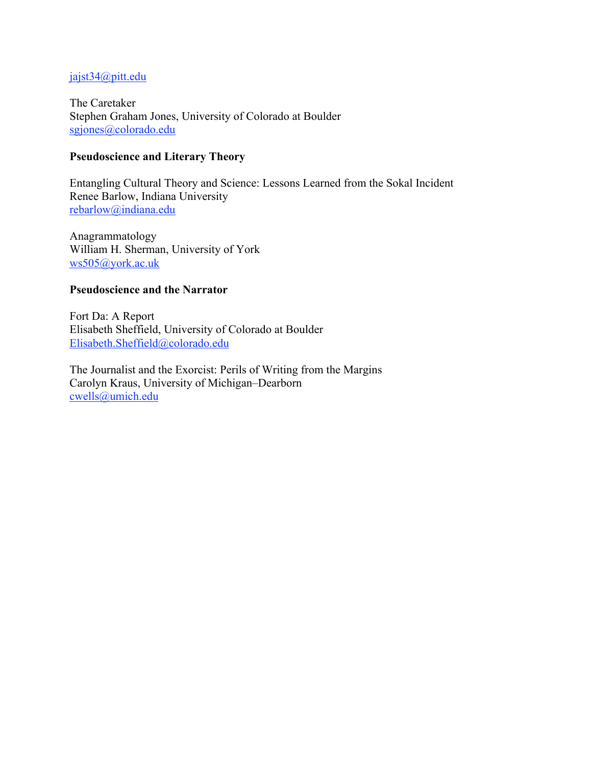jajst34@pitt.edu

The Caretaker
Stephen Graham Jones, University of Colorado at Boulder
sgjones@colorado.edu

**Pseudoscience and Literary Theory**

Entangling Cultural Theory and Science: Lessons Learned from the Sokal Incident
Renee Barlow, Indiana University
rebarlow@indiana.edu

Anagrammatology
William H. Sherman, University of York
ws505@york.ac.uk

**Pseudoscience and the Narrator**

Fort Da: A Report
Elisabeth Sheffield, University of Colorado at Boulder
Elisabeth.Sheffield@colorado.edu

The Journalist and the Exorcist: Perils of Writing from the Margins
Carolyn Kraus, University of Michigan–Dearborn
cwells@umich.edu